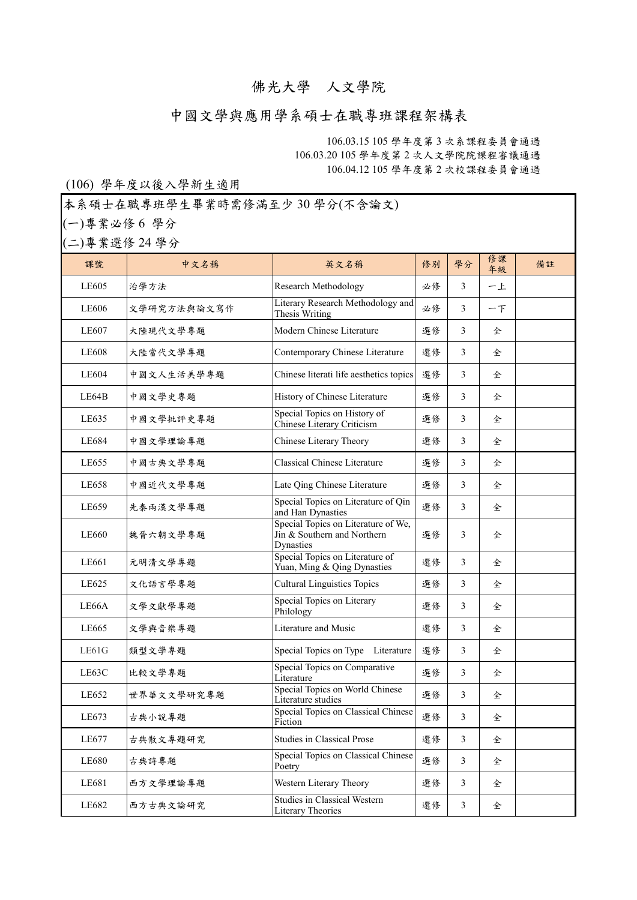# 佛光大學　人文學院

## 中國文學與應用學系碩士在職專班課程架構表

106.03.15 105 學年度第 3 次系課程委員會通過
106.03.20 105 學年度第 2 次人文學院院課程審議通過
106.04.12 105 學年度第 2 次校課程委員會通過

(106) 學年度以後入學新生適用

本系碩士在職專班學生畢業時需修滿至少 30 學分(不含論文)
(一)專業必修 6 學分
(二)專業選修 24 學分

| 課號 | 中文名稱 | 英文名稱 | 修別 | 學分 | 修課年級 | 備註 |
|---|---|---|---|---|---|---|
| LE605 | 治學方法 | Research Methodology | 必修 | 3 | 一上 | |
| LE606 | 文學研究方法與論文寫作 | Literary Research Methodology and Thesis Writing | 必修 | 3 | 一下 | |
| LE607 | 大陸現代文學專題 | Modern Chinese Literature | 選修 | 3 | 全 | |
| LE608 | 大陸當代文學專題 | Contemporary Chinese Literature | 選修 | 3 | 全 | |
| LE604 | 中國文人生活美學專題 | Chinese literati life aesthetics topics | 選修 | 3 | 全 | |
| LE64B | 中國文學史專題 | History of Chinese Literature | 選修 | 3 | 全 | |
| LE635 | 中國文學批評史專題 | Special Topics on History of Chinese Literary Criticism | 選修 | 3 | 全 | |
| LE684 | 中國文學理論專題 | Chinese Literary Theory | 選修 | 3 | 全 | |
| LE655 | 中國古典文學專題 | Classical Chinese Literature | 選修 | 3 | 全 | |
| LE658 | 中國近代文學專題 | Late Qing Chinese Literature | 選修 | 3 | 全 | |
| LE659 | 先秦兩漢文學專題 | Special Topics on Literature of Qin and Han Dynasties | 選修 | 3 | 全 | |
| LE660 | 魏晉六朝文學專題 | Special Topics on Literature of We, Jin & Southern and Northern Dynasties | 選修 | 3 | 全 | |
| LE661 | 元明清文學專題 | Special Topics on Literature of Yuan, Ming & Qing Dynasties | 選修 | 3 | 全 | |
| LE625 | 文化語言學專題 | Cultural Linguistics Topics | 選修 | 3 | 全 | |
| LE66A | 文學文獻學專題 | Special Topics on Literary Philology | 選修 | 3 | 全 | |
| LE665 | 文學與音樂專題 | Literature and Music | 選修 | 3 | 全 | |
| LE61G | 類型文學專題 | Special Topics on Type　Literature | 選修 | 3 | 全 | |
| LE63C | 比較文學專題 | Special Topics on Comparative Literature | 選修 | 3 | 全 | |
| LE652 | 世界華文文學研究專題 | Special Topics on World Chinese Literature studies | 選修 | 3 | 全 | |
| LE673 | 古典小說專題 | Special Topics on Classical Chinese Fiction | 選修 | 3 | 全 | |
| LE677 | 古典散文專題研究 | Studies in Classical Prose | 選修 | 3 | 全 | |
| LE680 | 古典詩專題 | Special Topics on Classical Chinese Poetry | 選修 | 3 | 全 | |
| LE681 | 西方文學理論專題 | Western Literary Theory | 選修 | 3 | 全 | |
| LE682 | 西方古典文論研究 | Studies in Classical Western Literary Theories | 選修 | 3 | 全 | |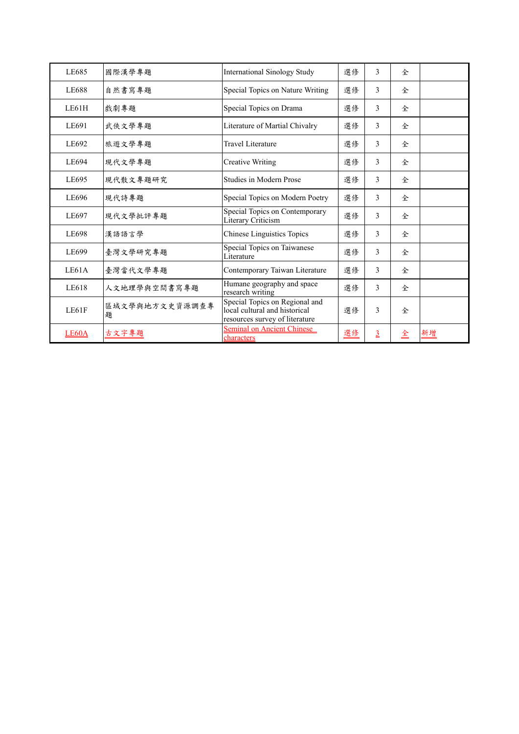| | | | | | | |
|---|---|---|---|---|---|---|
| LE685 | 國際漢學專題 | International Sinology Study | 選修 | 3 | 全 | |
| LE688 | 自然書寫專題 | Special Topics on Nature Writing | 選修 | 3 | 全 | |
| LE61H | 戲劇專題 | Special Topics on Drama | 選修 | 3 | 全 | |
| LE691 | 武俠文學專題 | Literature of Martial Chivalry | 選修 | 3 | 全 | |
| LE692 | 旅遊文學專題 | Travel Literature | 選修 | 3 | 全 | |
| LE694 | 現代文學專題 | Creative Writing | 選修 | 3 | 全 | |
| LE695 | 現代散文專題研究 | Studies in Modern Prose | 選修 | 3 | 全 | |
| LE696 | 現代詩專題 | Special Topics on Modern Poetry | 選修 | 3 | 全 | |
| LE697 | 現代文學批評專題 | Special Topics on Contemporary Literary Criticism | 選修 | 3 | 全 | |
| LE698 | 漢語語言學 | Chinese Linguistics Topics | 選修 | 3 | 全 | |
| LE699 | 臺灣文學研究專題 | Special Topics on Taiwanese Literature | 選修 | 3 | 全 | |
| LE61A | 臺灣當代文學專題 | Contemporary Taiwan Literature | 選修 | 3 | 全 | |
| LE618 | 人文地理學與空間書寫專題 | Humane geography and space research writing | 選修 | 3 | 全 | |
| LE61F | 區域文學與地方文史資源調查專題 | Special Topics on Regional and local cultural and historical resources survey of literature | 選修 | 3 | 全 | |
| LE60A | 古文字專題 | Seminal on Ancient Chinese characters | 選修 | 3 | 全 | 新增 |